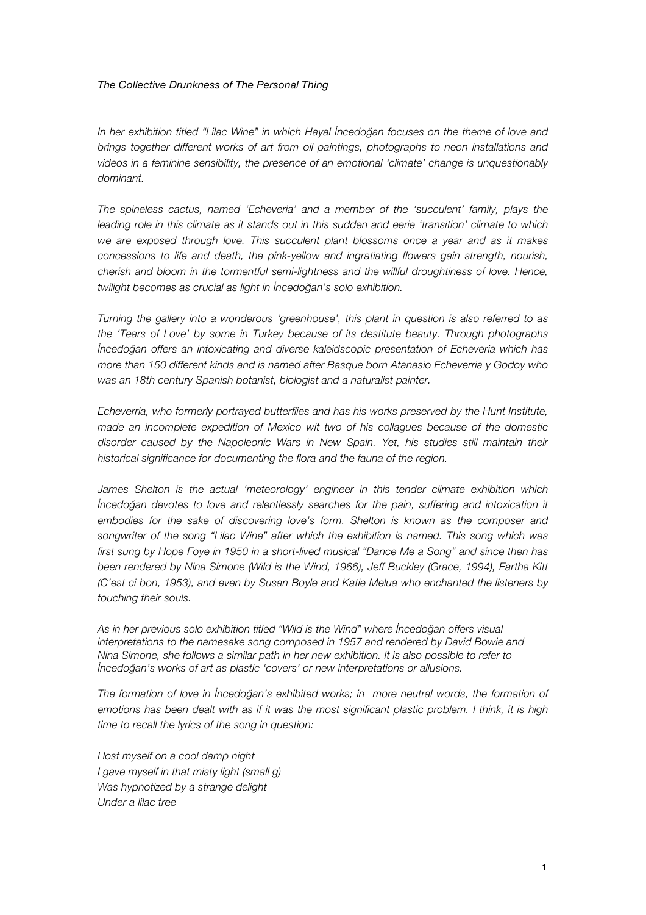*The Collective Drunkness of The Personal Thing*

*In her exhibition titled "Lilac Wine" in which Hayal İncedoğan focuses on the theme of love and brings together different works of art from oil paintings, photographs to neon installations and videos in a feminine sensibility, the presence of an emotional 'climate' change is unquestionably dominant.*

*The spineless cactus, named 'Echeveria' and a member of the 'succulent' family, plays the leading role in this climate as it stands out in this sudden and eerie 'transition' climate to which we are exposed through love. This succulent plant blossoms once a year and as it makes concessions to life and death, the pink-yellow and ingratiating flowers gain strength, nourish, cherish and bloom in the tormentful semi-lightness and the willful droughtiness of love. Hence, twilight becomes as crucial as light in İncedoğan's solo exhibition.*

*Turning the gallery into a wonderous 'greenhouse', this plant in question is also referred to as the 'Tears of Love' by some in Turkey because of its destitute beauty. Through photographs İncedoğan offers an intoxicating and diverse kaleidscopic presentation of Echeveria which has more than 150 different kinds and is named after Basque born Atanasio Echeverria y Godoy who was an 18th century Spanish botanist, biologist and a naturalist painter.*

*Echeverria, who formerly portrayed butterflies and has his works preserved by the Hunt Institute, made an incomplete expedition of Mexico wit two of his collagues because of the domestic disorder caused by the Napoleonic Wars in New Spain. Yet, his studies still maintain their historical significance for documenting the flora and the fauna of the region.*

*James Shelton is the actual 'meteorology' engineer in this tender climate exhibition which İncedoğan devotes to love and relentlessly searches for the pain, suffering and intoxication it embodies for the sake of discovering love's form. Shelton is known as the composer and songwriter of the song "Lilac Wine" after which the exhibition is named. This song which was first sung by Hope Foye in 1950 in a short-lived musical "Dance Me a Song" and since then has been rendered by Nina Simone (Wild is the Wind, 1966), Jeff Buckley (Grace, 1994), Eartha Kitt (C'est ci bon, 1953), and even by Susan Boyle and Katie Melua who enchanted the listeners by touching their souls.*

*As in her previous solo exhibition titled "Wild is the Wind" where İncedoğan offers visual interpretations to the namesake song composed in 1957 and rendered by David Bowie and Nina Simone, she follows a similar path in her new exhibition. It is also possible to refer to İncedoğan's works of art as plastic 'covers' or new interpretations or allusions.*

*The formation of love in İncedoğan's exhibited works; in more neutral words, the formation of emotions has been dealt with as if it was the most significant plastic problem. I think, it is high time to recall the lyrics of the song in question:*

*I lost myself on a cool damp night*
*I gave myself in that misty light (small g)*
*Was hypnotized by a strange delight*
*Under a lilac tree*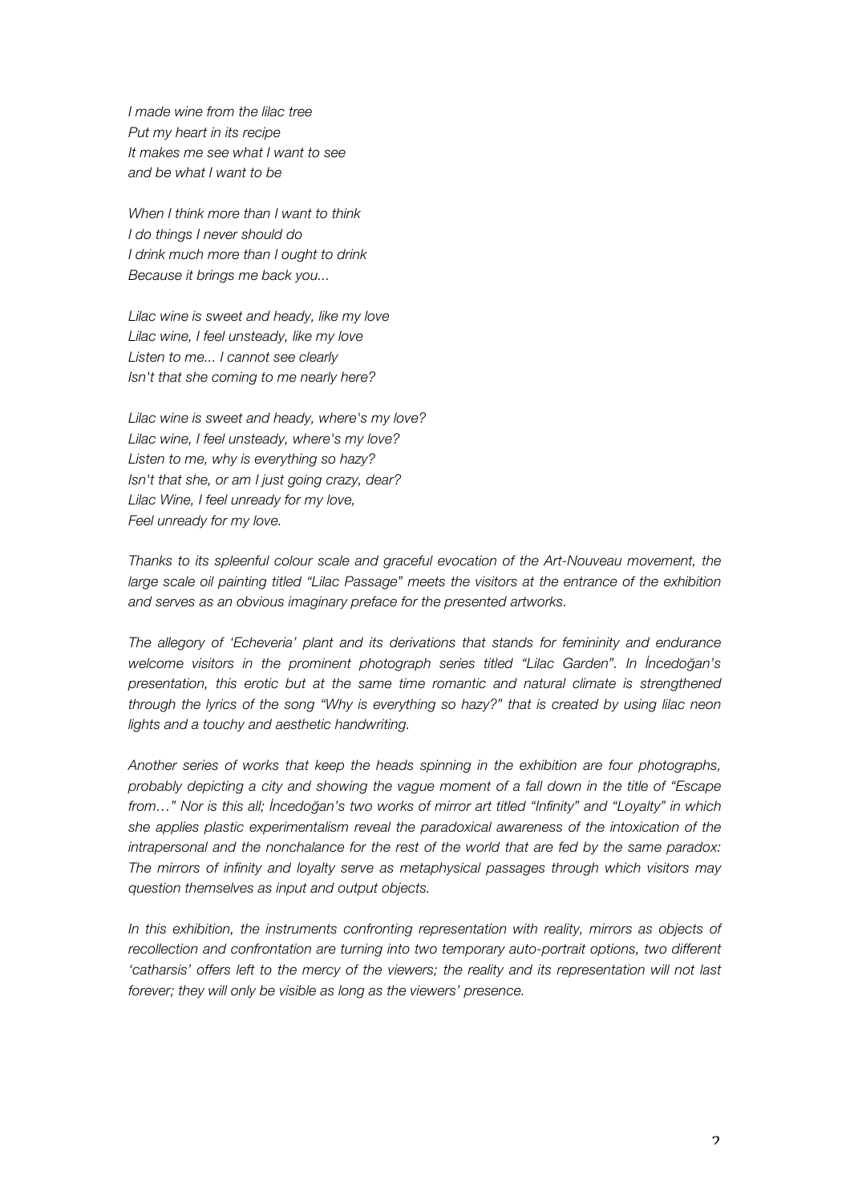*I made wine from the lilac tree*
*Put my heart in its recipe*
*It makes me see what I want to see*
*and be what I want to be*

*When I think more than I want to think*
*I do things I never should do*
*I drink much more than I ought to drink*
*Because it brings me back you...*

*Lilac wine is sweet and heady, like my love*
*Lilac wine, I feel unsteady, like my love*
*Listen to me... I cannot see clearly*
*Isn't that she coming to me nearly here?*

*Lilac wine is sweet and heady, where's my love?*
*Lilac wine, I feel unsteady, where's my love?*
*Listen to me, why is everything so hazy?*
*Isn't that she, or am I just going crazy, dear?*
*Lilac Wine, I feel unready for my love,*
*Feel unready for my love.*

*Thanks to its spleenful colour scale and graceful evocation of the Art-Nouveau movement, the large scale oil painting titled "Lilac Passage" meets the visitors at the entrance of the exhibition and serves as an obvious imaginary preface for the presented artworks.*

*The allegory of 'Echeveria' plant and its derivations that stands for femininity and endurance welcome visitors in the prominent photograph series titled "Lilac Garden". In İncedoğan's presentation, this erotic but at the same time romantic and natural climate is strengthened through the lyrics of the song "Why is everything so hazy?" that is created by using lilac neon lights and a touchy and aesthetic handwriting.*

*Another series of works that keep the heads spinning in the exhibition are four photographs, probably depicting a city and showing the vague moment of a fall down in the title of "Escape from…" Nor is this all; İncedoğan's two works of mirror art titled "Infinity" and "Loyalty" in which she applies plastic experimentalism reveal the paradoxical awareness of the intoxication of the intrapersonal and the nonchalance for the rest of the world that are fed by the same paradox: The mirrors of infinity and loyalty serve as metaphysical passages through which visitors may question themselves as input and output objects.*

*In this exhibition, the instruments confronting representation with reality, mirrors as objects of recollection and confrontation are turning into two temporary auto-portrait options, two different 'catharsis' offers left to the mercy of the viewers; the reality and its representation will not last forever; they will only be visible as long as the viewers' presence.*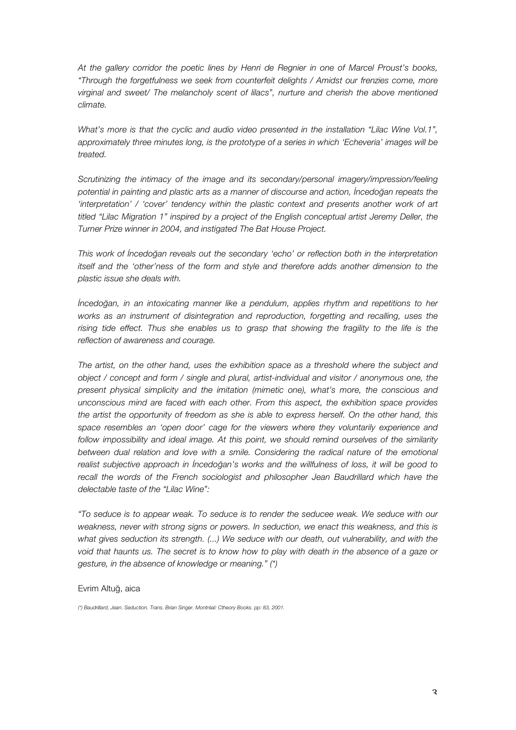*At the gallery corridor the poetic lines by Henri de Regnier in one of Marcel Proust's books, "Through the forgetfulness we seek from counterfeit delights / Amidst our frenzies come, more virginal and sweet/ The melancholy scent of lilacs", nurture and cherish the above mentioned climate.*

*What's more is that the cyclic and audio video presented in the installation "Lilac Wine Vol.1", approximately three minutes long, is the prototype of a series in which 'Echeveria' images will be treated.*

*Scrutinizing the intimacy of the image and its secondary/personal imagery/impression/feeling potential in painting and plastic arts as a manner of discourse and action, İncedoğan repeats the 'interpretation' / 'cover' tendency within the plastic context and presents another work of art titled "Lilac Migration 1" inspired by a project of the English conceptual artist Jeremy Deller, the Turner Prize winner in 2004, and instigated The Bat House Project.*

*This work of İncedoğan reveals out the secondary 'echo' or reflection both in the interpretation itself and the 'other'ness of the form and style and therefore adds another dimension to the plastic issue she deals with.*

*İncedoğan, in an intoxicating manner like a pendulum, applies rhythm and repetitions to her works as an instrument of disintegration and reproduction, forgetting and recalling, uses the rising tide effect. Thus she enables us to grasp that showing the fragility to the life is the reflection of awareness and courage.*

*The artist, on the other hand, uses the exhibition space as a threshold where the subject and object / concept and form / single and plural, artist-individual and visitor / anonymous one, the present physical simplicity and the imitation (mimetic one), what's more, the conscious and unconscious mind are faced with each other. From this aspect, the exhibition space provides the artist the opportunity of freedom as she is able to express herself. On the other hand, this space resembles an 'open door' cage for the viewers where they voluntarily experience and follow impossibility and ideal image. At this point, we should remind ourselves of the similarity between dual relation and love with a smile. Considering the radical nature of the emotional realist subjective approach in İncedoğan's works and the willfulness of loss, it will be good to recall the words of the French sociologist and philosopher Jean Baudrillard which have the delectable taste of the "Lilac Wine":*

*"To seduce is to appear weak. To seduce is to render the seducee weak. We seduce with our weakness, never with strong signs or powers. In seduction, we enact this weakness, and this is what gives seduction its strength. (...) We seduce with our death, out vulnerability, and with the void that haunts us. The secret is to know how to play with death in the absence of a gaze or gesture, in the absence of knowledge or meaning." (*)*

Evrim Altuğ, aica

*(*) Baudrillard, Jean. Seduction. Trans. Brian Singer. Montréal: Ctheory Books. pp: 83, 2001.*